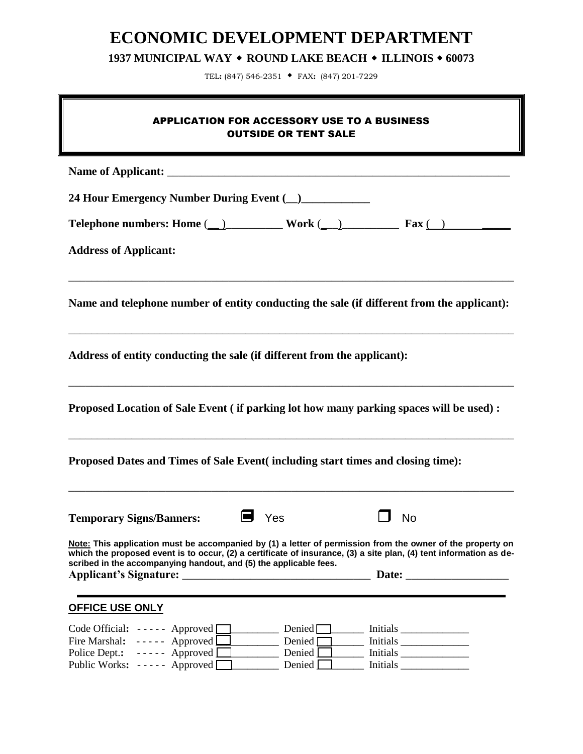# ECONOMIC DEVELOPMENT DEPARTMENT

**1937 MUNICIPAL WAY ◆ ROUND LAKE BEACH ◆ ILLINOIS ◆ 60073**

TEL: (847) 546-2351 ◆ FAX: (847) 201-7229

## APPLICATION FOR ACCESSORY USE TO A BUSINESS OUTSIDE OR TENT SALE

**Name of Applicant:** ______________________________________________________________

**24 Hour Emergency Number During Event (__)____________**

**Telephone numbers: Home (__)__________ Work (__)__________ Fax (__)____________**

**Address of Applicant:**

______________________________________________________________________________

**Name and telephone number of entity conducting the sale (if different from the applicant):**

______________________________________________________________________________

**Address of entity conducting the sale (if different from the applicant):**

______________________________________________________________________________

**Proposed Location of Sale Event ( if parking lot how many parking spaces will be used) :**

______________________________________________________________________________

**Proposed Dates and Times of Sale Event( including start times and closing time):**

______________________________________________________________________________

**Temporary Signs/Banners:** ■ Yes ☐ No

**Note: This application must be accompanied by (1) a letter of permission from the owner of the property on which the proposed event is to occur, (2) a certificate of insurance, (3) a site plan, (4) tent information as described in the accompanying handout, and (5) the applicable fees.**

**Applicant's Signature:** ________________________________ **Date:** __________________

**OFFICE USE ONLY**

Code Official: ----- Approved ☐_________ Denied ☐_______ Initials _____________

Fire Marshal: ----- Approved ☐_________ Denied ☐_______ Initials _____________

Police Dept.: ----- Approved ☐_________ Denied ☐_______ Initials _____________

Public Works: ----- Approved ☐_________ Denied ☐_______ Initials _____________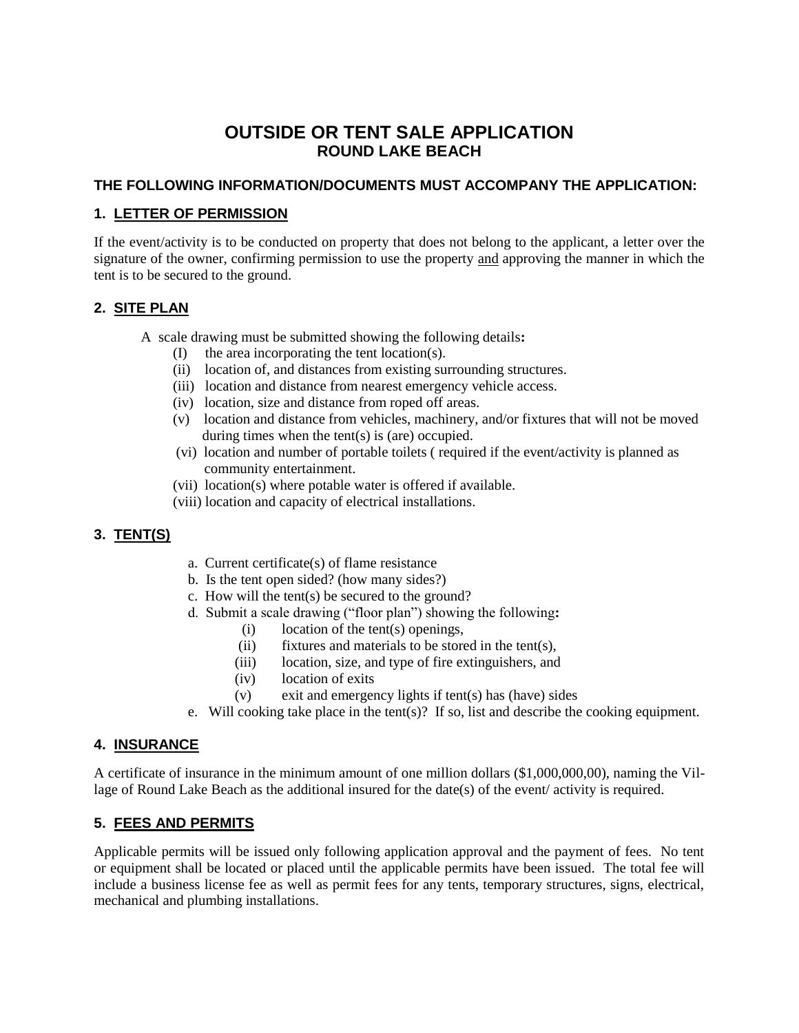# OUTSIDE OR TENT SALE APPLICATION
## ROUND LAKE BEACH

### THE FOLLOWING INFORMATION/DOCUMENTS MUST ACCOMPANY THE APPLICATION:

### 1. LETTER OF PERMISSION

If the event/activity is to be conducted on property that does not belong to the applicant, a letter over the signature of the owner, confirming permission to use the property <u>and</u> approving the manner in which the tent is to be secured to the ground.

### 2. SITE PLAN

A scale drawing must be submitted showing the following details**:**

- (I) the area incorporating the tent location(s).
- (ii) location of, and distances from existing surrounding structures.
- (iii) location and distance from nearest emergency vehicle access.
- (iv) location, size and distance from roped off areas.
- (v) location and distance from vehicles, machinery, and/or fixtures that will not be moved during times when the tent(s) is (are) occupied.
- (vi) location and number of portable toilets ( required if the event/activity is planned as community entertainment.
- (vii) location(s) where potable water is offered if available.
- (viii) location and capacity of electrical installations.

### 3. TENT(S)

- a. Current certificate(s) of flame resistance
- b. Is the tent open sided? (how many sides?)
- c. How will the tent(s) be secured to the ground?
- d. Submit a scale drawing ("floor plan") showing the following**:**
  - (i) location of the tent(s) openings,
  - (ii) fixtures and materials to be stored in the tent(s),
  - (iii) location, size, and type of fire extinguishers, and
  - (iv) location of exits
  - (v) exit and emergency lights if tent(s) has (have) sides
- e. Will cooking take place in the tent(s)? If so, list and describe the cooking equipment.

### 4. INSURANCE

A certificate of insurance in the minimum amount of one million dollars ($1,000,000,00), naming the Village of Round Lake Beach as the additional insured for the date(s) of the event/ activity is required.

### 5. FEES AND PERMITS

Applicable permits will be issued only following application approval and the payment of fees. No tent or equipment shall be located or placed until the applicable permits have been issued. The total fee will include a business license fee as well as permit fees for any tents, temporary structures, signs, electrical, mechanical and plumbing installations.